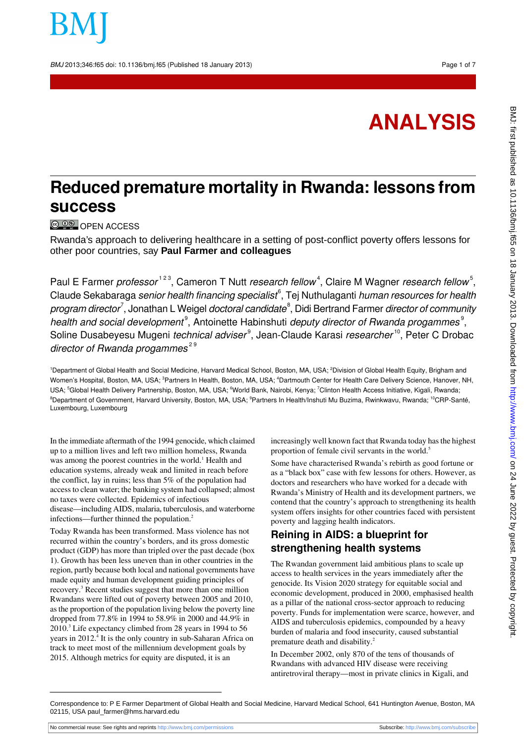# ANALYSIS

# Reduced premature mortality in Rwanda: lessons from success

OPEN ACCESS

Rwanda's approach to delivering healthcare in a setting of post-conflict poverty offers lessons for other poor countries, say **Paul Farmer and colleagues**

Paul E Farmer *professor*[1 2 3], Cameron T Nutt *research fellow*[4], Claire M Wagner *research fellow*[5], Claude Sekabaraga *senior health financing specialist*[6], Tej Nuthulaganti *human resources for health program director*[7], Jonathan L Weigel *doctoral candidate*[8], Didi Bertrand Farmer *director of community health and social development*[9], Antoinette Habinshuti *deputy director of Rwanda progammes*[9], Soline Dusabeyesu Mugeni *technical adviser*[9], Jean-Claude Karasi *researcher*[10], Peter C Drobac *director of Rwanda progammes*[2 9]

[1]Department of Global Health and Social Medicine, Harvard Medical School, Boston, MA, USA; [2]Division of Global Health Equity, Brigham and Women's Hospital, Boston, MA, USA; [3]Partners In Health, Boston, MA, USA; [4]Dartmouth Center for Health Care Delivery Science, Hanover, NH, USA; [5]Global Health Delivery Partnership, Boston, MA, USA; [6]World Bank, Nairobi, Kenya; [7]Clinton Health Access Initiative, Kigali, Rwanda; [8]Department of Government, Harvard University, Boston, MA, USA; [9]Partners In Health/Inshuti Mu Buzima, Rwinkwavu, Rwanda; [10]CRP-Santé, Luxembourg, Luxembourg

In the immediate aftermath of the 1994 genocide, which claimed up to a million lives and left two million homeless, Rwanda was among the poorest countries in the world.[1] Health and education systems, already weak and limited in reach before the conflict, lay in ruins; less than 5% of the population had access to clean water; the banking system had collapsed; almost no taxes were collected. Epidemics of infectious disease—including AIDS, malaria, tuberculosis, and waterborne infections—further thinned the population.[2]

Today Rwanda has been transformed. Mass violence has not recurred within the country's borders, and its gross domestic product (GDP) has more than tripled over the past decade (box 1). Growth has been less uneven than in other countries in the region, partly because both local and national governments have made equity and human development guiding principles of recovery.[3] Recent studies suggest that more than one million Rwandans were lifted out of poverty between 2005 and 2010, as the proportion of the population living below the poverty line dropped from 77.8% in 1994 to 58.9% in 2000 and 44.9% in 2010.[3] Life expectancy climbed from 28 years in 1994 to 56 years in 2012.[4] It is the only country in sub-Saharan Africa on track to meet most of the millennium development goals by 2015. Although metrics for equity are disputed, it is an increasingly well known fact that Rwanda today has the highest proportion of female civil servants in the world.[5]

Some have characterised Rwanda's rebirth as good fortune or as a "black box" case with few lessons for others. However, as doctors and researchers who have worked for a decade with Rwanda's Ministry of Health and its development partners, we contend that the country's approach to strengthening its health system offers insights for other countries faced with persistent poverty and lagging health indicators.

## Reining in AIDS: a blueprint for strengthening health systems

The Rwandan government laid ambitious plans to scale up access to health services in the years immediately after the genocide. Its Vision 2020 strategy for equitable social and economic development, produced in 2000, emphasised health as a pillar of the national cross-sector approach to reducing poverty. Funds for implementation were scarce, however, and AIDS and tuberculosis epidemics, compounded by a heavy burden of malaria and food insecurity, caused substantial premature death and disability.[2]

In December 2002, only 870 of the tens of thousands of Rwandans with advanced HIV disease were receiving antiretroviral therapy—most in private clinics in Kigali, and

Correspondence to: P E Farmer Department of Global Health and Social Medicine, Harvard Medical School, 641 Huntington Avenue, Boston, MA 02115, USA paul_farmer@hms.harvard.edu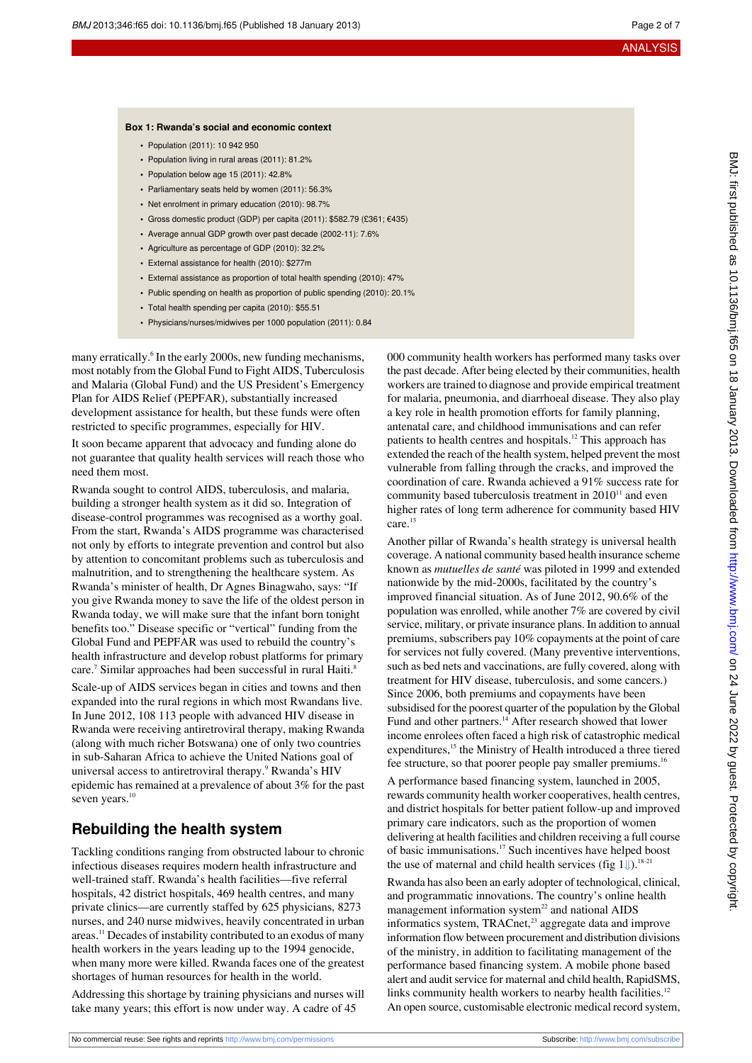**Box 1: Rwanda's social and economic context**

- Population (2011): 10 942 950
- Population living in rural areas (2011): 81.2%
- Population below age 15 (2011): 42.8%
- Parliamentary seats held by women (2011): 56.3%
- Net enrolment in primary education (2010): 98.7%
- Gross domestic product (GDP) per capita (2011): $582.79 (£361; €435)
- Average annual GDP growth over past decade (2002-11): 7.6%
- Agriculture as percentage of GDP (2010): 32.2%
- External assistance for health (2010): $277m
- External assistance as proportion of total health spending (2010): 47%
- Public spending on health as proportion of public spending (2010): 20.1%
- Total health spending per capita (2010): $55.51
- Physicians/nurses/midwives per 1000 population (2011): 0.84

many erratically.[6] In the early 2000s, new funding mechanisms, most notably from the Global Fund to Fight AIDS, Tuberculosis and Malaria (Global Fund) and the US President's Emergency Plan for AIDS Relief (PEPFAR), substantially increased development assistance for health, but these funds were often restricted to specific programmes, especially for HIV.

It soon became apparent that advocacy and funding alone do not guarantee that quality health services will reach those who need them most.

Rwanda sought to control AIDS, tuberculosis, and malaria, building a stronger health system as it did so. Integration of disease-control programmes was recognised as a worthy goal. From the start, Rwanda's AIDS programme was characterised not only by efforts to integrate prevention and control but also by attention to concomitant problems such as tuberculosis and malnutrition, and to strengthening the healthcare system. As Rwanda's minister of health, Dr Agnes Binagwaho, says: "If you give Rwanda money to save the life of the oldest person in Rwanda today, we will make sure that the infant born tonight benefits too." Disease specific or "vertical" funding from the Global Fund and PEPFAR was used to rebuild the country's health infrastructure and develop robust platforms for primary care.[7] Similar approaches had been successful in rural Haiti.[8]

Scale-up of AIDS services began in cities and towns and then expanded into the rural regions in which most Rwandans live. In June 2012, 108 113 people with advanced HIV disease in Rwanda were receiving antiretroviral therapy, making Rwanda (along with much richer Botswana) one of only two countries in sub-Saharan Africa to achieve the United Nations goal of universal access to antiretroviral therapy.[9] Rwanda's HIV epidemic has remained at a prevalence of about 3% for the past seven years.[10]

## Rebuilding the health system

Tackling conditions ranging from obstructed labour to chronic infectious diseases requires modern health infrastructure and well-trained staff. Rwanda's health facilities—five referral hospitals, 42 district hospitals, 469 health centres, and many private clinics—are currently staffed by 625 physicians, 8273 nurses, and 240 nurse midwives, heavily concentrated in urban areas.[11] Decades of instability contributed to an exodus of many health workers in the years leading up to the 1994 genocide, when many more were killed. Rwanda faces one of the greatest shortages of human resources for health in the world.

Addressing this shortage by training physicians and nurses will take many years; this effort is now under way. A cadre of 45 000 community health workers has performed many tasks over the past decade. After being elected by their communities, health workers are trained to diagnose and provide empirical treatment for malaria, pneumonia, and diarrhoeal disease. They also play a key role in health promotion efforts for family planning, antenatal care, and childhood immunisations and can refer patients to health centres and hospitals.[12] This approach has extended the reach of the health system, helped prevent the most vulnerable from falling through the cracks, and improved the coordination of care. Rwanda achieved a 91% success rate for community based tuberculosis treatment in 2010[11] and even higher rates of long term adherence for community based HIV care.[13]

Another pillar of Rwanda's health strategy is universal health coverage. A national community based health insurance scheme known as *mutuelles de santé* was piloted in 1999 and extended nationwide by the mid-2000s, facilitated by the country's improved financial situation. As of June 2012, 90.6% of the population was enrolled, while another 7% are covered by civil service, military, or private insurance plans. In addition to annual premiums, subscribers pay 10% copayments at the point of care for services not fully covered. (Many preventive interventions, such as bed nets and vaccinations, are fully covered, along with treatment for HIV disease, tuberculosis, and some cancers.) Since 2006, both premiums and copayments have been subsidised for the poorest quarter of the population by the Global Fund and other partners.[14] After research showed that lower income enrolees often faced a high risk of catastrophic medical expenditures,[15] the Ministry of Health introduced a three tiered fee structure, so that poorer people pay smaller premiums.[16]

A performance based financing system, launched in 2005, rewards community health worker cooperatives, health centres, and district hospitals for better patient follow-up and improved primary care indicators, such as the proportion of women delivering at health facilities and children receiving a full course of basic immunisations.[17] Such incentives have helped boost the use of maternal and child health services (fig 1).[18-21]

Rwanda has also been an early adopter of technological, clinical, and programmatic innovations. The country's online health management information system[22] and national AIDS informatics system, TRACnet,[23] aggregate data and improve information flow between procurement and distribution divisions of the ministry, in addition to facilitating management of the performance based financing system. A mobile phone based alert and audit service for maternal and child health, RapidSMS, links community health workers to nearby health facilities.[12] An open source, customisable electronic medical record system,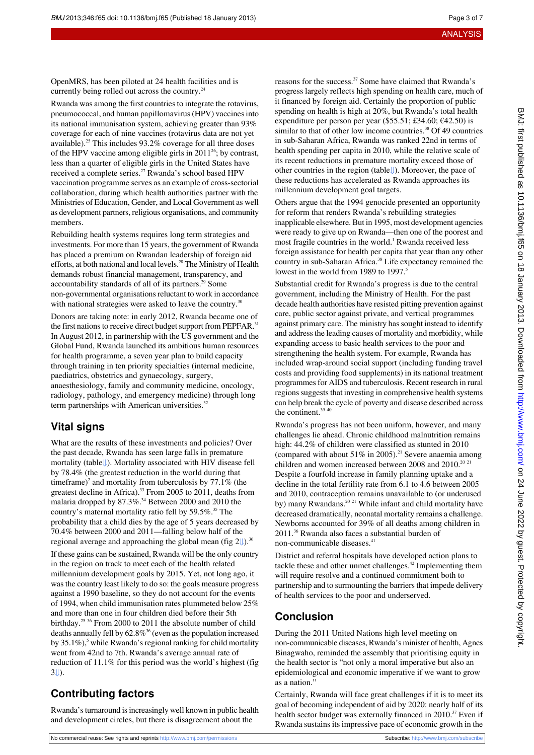OpenMRS, has been piloted at 24 health facilities and is currently being rolled out across the country.[24]

Rwanda was among the first countries to integrate the rotavirus, pneumococcal, and human papillomavirus (HPV) vaccines into its national immunisation system, achieving greater than 93% coverage for each of nine vaccines (rotavirus data are not yet available).[25] This includes 93.2% coverage for all three doses of the HPV vaccine among eligible girls in 2011[26]; by contrast, less than a quarter of eligible girls in the United States have received a complete series.[27] Rwanda's school based HPV vaccination programme serves as an example of cross-sectorial collaboration, during which health authorities partner with the Ministries of Education, Gender, and Local Government as well as development partners, religious organisations, and community members.

Rebuilding health systems requires long term strategies and investments. For more than 15 years, the government of Rwanda has placed a premium on Rwandan leadership of foreign aid efforts, at both national and local levels.[28] The Ministry of Health demands robust financial management, transparency, and accountability standards of all of its partners.[29] Some non-governmental organisations reluctant to work in accordance with national strategies were asked to leave the country.[30]

Donors are taking note: in early 2012, Rwanda became one of the first nations to receive direct budget support from PEPFAR.[31] In August 2012, in partnership with the US government and the Global Fund, Rwanda launched its ambitious human resources for health programme, a seven year plan to build capacity through training in ten priority specialties (internal medicine, paediatrics, obstetrics and gynaecology, surgery, anaesthesiology, family and community medicine, oncology, radiology, pathology, and emergency medicine) through long term partnerships with American universities.[32]

## Vital signs

What are the results of these investments and policies? Over the past decade, Rwanda has seen large falls in premature mortality (table⇓). Mortality associated with HIV disease fell by 78.4% (the greatest reduction in the world during that timeframe)[2] and mortality from tuberculosis by 77.1% (the greatest decline in Africa).[33] From 2005 to 2011, deaths from malaria dropped by 87.3%.[34] Between 2000 and 2010 the country's maternal mortality ratio fell by 59.5%.[35] The probability that a child dies by the age of 5 years decreased by 70.4% between 2000 and 2011—falling below half of the regional average and approaching the global mean (fig 2⇓).[36]

If these gains can be sustained, Rwanda will be the only country in the region on track to meet each of the health related millennium development goals by 2015. Yet, not long ago, it was the country least likely to do so: the goals measure progress against a 1990 baseline, so they do not account for the events of 1994, when child immunisation rates plummeted below 25% and more than one in four children died before their 5th birthday.[25 36] From 2000 to 2011 the absolute number of child deaths annually fell by 62.8%[36] (even as the population increased by 35.1%),[5] while Rwanda's regional ranking for child mortality went from 42nd to 7th. Rwanda's average annual rate of reduction of 11.1% for this period was the world's highest (fig 3⇓).

## Contributing factors

Rwanda's turnaround is increasingly well known in public health and development circles, but there is disagreement about the reasons for the success.[37] Some have claimed that Rwanda's progress largely reflects high spending on health care, much of it financed by foreign aid. Certainly the proportion of public spending on health is high at 20%, but Rwanda's total health expenditure per person per year ($55.51; £34.60; €42.50) is similar to that of other low income countries.[38] Of 49 countries in sub-Saharan Africa, Rwanda was ranked 22nd in terms of health spending per capita in 2010, while the relative scale of its recent reductions in premature mortality exceed those of other countries in the region (table⇓). Moreover, the pace of these reductions has accelerated as Rwanda approaches its millennium development goal targets.

Others argue that the 1994 genocide presented an opportunity for reform that renders Rwanda's rebuilding strategies inapplicable elsewhere. But in 1995, most development agencies were ready to give up on Rwanda—then one of the poorest and most fragile countries in the world.[1] Rwanda received less foreign assistance for health per capita that year than any other country in sub-Saharan Africa.[38] Life expectancy remained the lowest in the world from 1989 to 1997.[5]

Substantial credit for Rwanda's progress is due to the central government, including the Ministry of Health. For the past decade health authorities have resisted pitting prevention against care, public sector against private, and vertical programmes against primary care. The ministry has sought instead to identify and address the leading causes of mortality and morbidity, while expanding access to basic health services to the poor and strengthening the health system. For example, Rwanda has included wrap-around social support (including funding travel costs and providing food supplements) in its national treatment programmes for AIDS and tuberculosis. Recent research in rural regions suggests that investing in comprehensive health systems can help break the cycle of poverty and disease described across the continent.[39 40]

Rwanda's progress has not been uniform, however, and many challenges lie ahead. Chronic childhood malnutrition remains high: 44.2% of children were classified as stunted in 2010 (compared with about 51% in 2005).[21] Severe anaemia among children and women increased between 2008 and 2010.[20 21] Despite a fourfold increase in family planning uptake and a decline in the total fertility rate from 6.1 to 4.6 between 2005 and 2010, contraception remains unavailable to (or underused by) many Rwandans.[20 21] While infant and child mortality have decreased dramatically, neonatal mortality remains a challenge. Newborns accounted for 39% of all deaths among children in 2011.[36] Rwanda also faces a substantial burden of non-communicable diseases.[41]

District and referral hospitals have developed action plans to tackle these and other unmet challenges.[42] Implementing them will require resolve and a continued commitment both to partnership and to surmounting the barriers that impede delivery of health services to the poor and underserved.

## Conclusion

During the 2011 United Nations high level meeting on non-communicable diseases, Rwanda's minister of health, Agnes Binagwaho, reminded the assembly that prioritising equity in the health sector is "not only a moral imperative but also an epidemiological and economic imperative if we want to grow as a nation."

Certainly, Rwanda will face great challenges if it is to meet its goal of becoming independent of aid by 2020: nearly half of its health sector budget was externally financed in 2010.[37] Even if Rwanda sustains its impressive pace of economic growth in the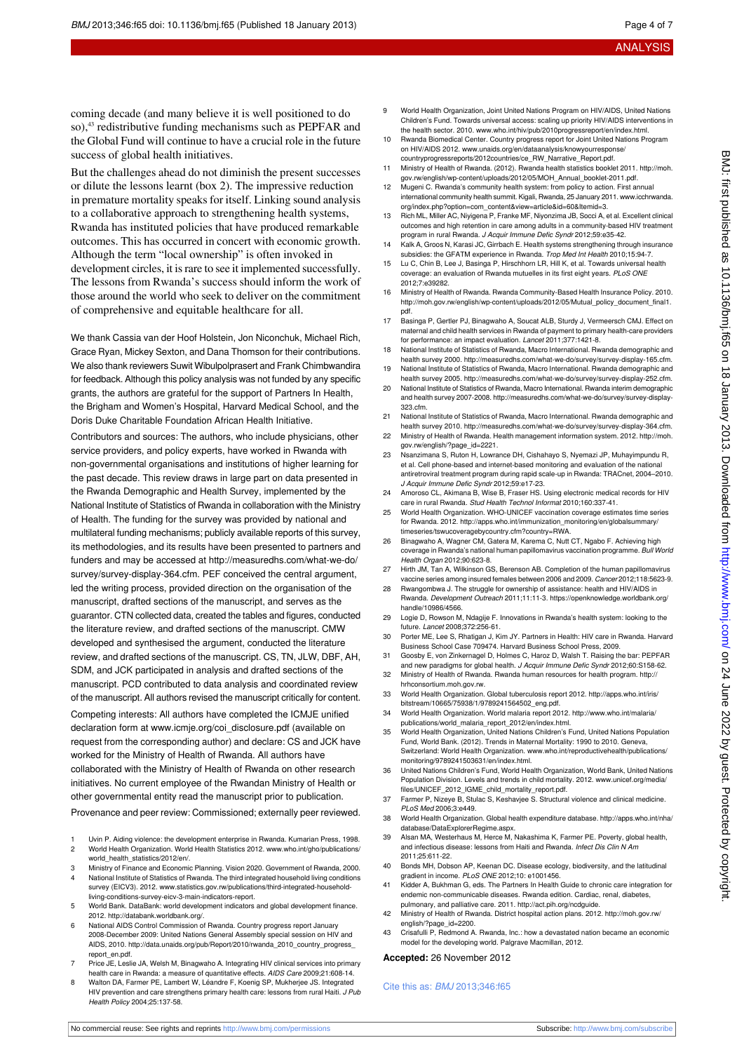coming decade (and many believe it is well positioned to do so),[43] redistributive funding mechanisms such as PEPFAR and the Global Fund will continue to have a crucial role in the future success of global health initiatives.

But the challenges ahead do not diminish the present successes or dilute the lessons learnt (box 2). The impressive reduction in premature mortality speaks for itself. Linking sound analysis to a collaborative approach to strengthening health systems, Rwanda has instituted policies that have produced remarkable outcomes. This has occurred in concert with economic growth. Although the term "local ownership" is often invoked in development circles, it is rare to see it implemented successfully. The lessons from Rwanda's success should inform the work of those around the world who seek to deliver on the commitment of comprehensive and equitable healthcare for all.

We thank Cassia van der Hoof Holstein, Jon Niconchuk, Michael Rich, Grace Ryan, Mickey Sexton, and Dana Thomson for their contributions. We also thank reviewers Suwit Wibulpolprasert and Frank Chimbwandira for feedback. Although this policy analysis was not funded by any specific grants, the authors are grateful for the support of Partners In Health, the Brigham and Women's Hospital, Harvard Medical School, and the Doris Duke Charitable Foundation African Health Initiative.

Contributors and sources: The authors, who include physicians, other service providers, and policy experts, have worked in Rwanda with non-governmental organisations and institutions of higher learning for the past decade. This review draws in large part on data presented in the Rwanda Demographic and Health Survey, implemented by the National Institute of Statistics of Rwanda in collaboration with the Ministry of Health. The funding for the survey was provided by national and multilateral funding mechanisms; publicly available reports of this survey, its methodologies, and its results have been presented to partners and funders and may be accessed at http://measuredhs.com/what-we-do/survey/survey-display-364.cfm. PEF conceived the central argument, led the writing process, provided direction on the organisation of the manuscript, drafted sections of the manuscript, and serves as the guarantor. CTN collected data, created the tables and figures, conducted the literature review, and drafted sections of the manuscript. CMW developed and synthesised the argument, conducted the literature review, and drafted sections of the manuscript. CS, TN, JLW, DBF, AH, SDM, and JCK participated in analysis and drafted sections of the manuscript. PCD contributed to data analysis and coordinated review of the manuscript. All authors revised the manuscript critically for content.

Competing interests: All authors have completed the ICMJE unified declaration form at www.icmje.org/coi_disclosure.pdf (available on request from the corresponding author) and declare: CS and JCK have worked for the Ministry of Health of Rwanda. All authors have collaborated with the Ministry of Health of Rwanda on other research initiatives. No current employee of the Rwandan Ministry of Health or other governmental entity read the manuscript prior to publication.

Provenance and peer review: Commissioned; externally peer reviewed.

1. Uvin P. Aiding violence: the development enterprise in Rwanda. Kumarian Press, 1998.
2. World Health Organization. World Health Statistics 2012. www.who.int/gho/publications/world_health_statistics/2012/en/.
3. Ministry of Finance and Economic Planning. Vision 2020. Government of Rwanda, 2000.
4. National Institute of Statistics of Rwanda. The third integrated household living conditions survey (EICV3). 2012. www.statistics.gov.rw/publications/third-integrated-household-living-conditions-survey-eicv-3-main-indicators-report.
5. World Bank. DataBank: world development indicators and global development finance. 2012. http://databank.worldbank.org/.
6. National AIDS Control Commission of Rwanda. Country progress report January 2008-December 2009: United Nations General Assembly special session on HIV and AIDS, 2010. http://data.unaids.org/pub/Report/2010/rwanda_2010_country_progress_report_en.pdf.
7. Price JE, Leslie JA, Welsh M, Binagwaho A. Integrating HIV clinical services into primary health care in Rwanda: a measure of quantitative effects. *AIDS Care* 2009;21:608-14.
8. Walton DA, Farmer PE, Lambert W, Léandre F, Koenig SP, Mukherjee JS. Integrated HIV prevention and care strengthens primary health care: lessons from rural Haiti. *J Pub Health Policy* 2004;25:137-58.
9. World Health Organization, Joint United Nations Program on HIV/AIDS, United Nations Children's Fund. Towards universal access: scaling up priority HIV/AIDS interventions in the health sector. 2010. www.who.int/hiv/pub/2010progressreport/en/index.html.
10. Rwanda Biomedical Center. Country progress report for Joint United Nations Program on HIV/AIDS 2012. www.unaids.org/en/dataanalysis/knowyourresponse/countryprogressreports/2012countries/ce_RW_Narrative_Report.pdf.
11. Ministry of Health of Rwanda. (2012). Rwanda health statistics booklet 2011. http://moh.gov.rw/english/wp-content/uploads/2012/05/MOH_Annual_booklet-2011.pdf.
12. Mugeni C. Rwanda's community health system: from policy to action. First annual international community health summit. Kigali, Rwanda, 25 January 2011. www.icchrwanda.org/index.php?option=com_content&view=article&id=60&Itemid=3.
13. Rich ML, Miller AC, Niyigena P, Franke MF, Niyonzima JB, Socci A, et al. Excellent clinical outcomes and high retention in care among adults in a community-based HIV treatment program in rural Rwanda. *J Acquir Immune Defic Syndr* 2012;59:e35-42.
14. Kalk A, Groos N, Karasi JC, Girrbach E. Health systems strengthening through insurance subsidies: the GFATM experience in Rwanda. *Trop Med Int Health* 2010;15:94-7.
15. Lu C, Chin B, Lee J, Basinga P, Hirschhorn LR, Hill K, et al. Towards universal health coverage: an evaluation of Rwanda mutuelles in its first eight years. *PLoS ONE* 2012;7:e39282.
16. Ministry of Health of Rwanda. Rwanda Community-Based Health Insurance Policy. 2010. http://moh.gov.rw/english/wp-content/uploads/2012/05/Mutual_policy_document_final1.pdf.
17. Basinga P, Gertler PJ, Binagwaho A, Soucat ALB, Sturdy J, Vermeersch CMJ. Effect on maternal and child health services in Rwanda of payment to primary health-care providers for performance: an impact evaluation. *Lancet* 2011;377:1421-8.
18. National Institute of Statistics of Rwanda, Macro International. Rwanda demographic and health survey 2000. http://measuredhs.com/what-we-do/survey/survey-display-165.cfm.
19. National Institute of Statistics of Rwanda, Macro International. Rwanda demographic and health survey 2005. http://measuredhs.com/what-we-do/survey/survey-display-252.cfm.
20. National Institute of Statistics of Rwanda, Macro International. Rwanda interim demographic and health survey 2007-2008. http://measuredhs.com/what-we-do/survey/survey-display-323.cfm.
21. National Institute of Statistics of Rwanda, Macro International. Rwanda demographic and health survey 2010. http://measuredhs.com/what-we-do/survey/survey-display-364.cfm.
22. Ministry of Health of Rwanda. Health management information system. 2012. http://moh.gov.rw/english/?page_id=2221.
23. Nsanzimana S, Ruton H, Lowrance DH, Cishahayo S, Nyemazi JP, Muhayimpundu R, et al. Cell phone-based and internet-based monitoring and evaluation of the national antiretroviral treatment program during rapid scale-up in Rwanda: TRACnet, 2004–2010. *J Acquir Immune Defic Syndr* 2012;59:e17-23.
24. Amoroso CL, Akimana B, Wise B, Fraser HS. Using electronic medical records for HIV care in rural Rwanda. *Stud Health Technol Informat* 2010;160:337-41.
25. World Health Organization. WHO-UNICEF vaccination coverage estimates time series for Rwanda. 2012. http://apps.who.int/immunization_monitoring/en/globalsummary/timeseries/tswucoveragebycountry.cfm?country=RWA.
26. Binagwaho A, Wagner CM, Gatera M, Karema C, Nutt CT, Ngabo F. Achieving high coverage in Rwanda's national human papillomavirus vaccination programme. *Bull World Health Organ* 2012;90:623-8.
27. Hirth JM, Tan A, Wilkinson GS, Berenson AB. Completion of the human papillomavirus vaccine series among insured females between 2006 and 2009. *Cancer* 2012;118:5623-9.
28. Rwangombwa J. The struggle for ownership of assistance: health and HIV/AIDS in Rwanda. *Development Outreach* 2011;11:11-3. https://openknowledge.worldbank.org/handle/10986/4566.
29. Logie D, Rowson M, Ndagije F. Innovations in Rwanda's health system: looking to the future. *Lancet* 2008;372:256-61.
30. Porter ME, Lee S, Rhatigan J, Kim JY. Partners in Health: HIV care in Rwanda. Harvard Business School Case 709474. Harvard Business School Press, 2009.
31. Goosby E, von Zinkernagel D, Holmes C, Haroz D, Walsh T. Raising the bar: PEPFAR and new paradigms for global health. *J Acquir Immune Defic Syndr* 2012;60:S158-62.
32. Ministry of Health of Rwanda. Rwanda human resources for health program. http://hrhconsortium.moh.gov.rw.
33. World Health Organization. Global tuberculosis report 2012. http://apps.who.int/iris/bitstream/10665/75938/1/9789241564502_eng.pdf.
34. World Health Organization. World malaria report 2012. http://www.who.int/malaria/publications/world_malaria_report_2012/en/index.html.
35. World Health Organization, United Nations Children's Fund, United Nations Population Fund, World Bank. (2012). Trends in Maternal Mortality: 1990 to 2010. Geneva, Switzerland: World Health Organization. www.who.int/reproductivehealth/publications/monitoring/9789241503631/en/index.html.
36. United Nations Children's Fund, World Health Organization, World Bank, United Nations Population Division. Levels and trends in child mortality. 2012. www.unicef.org/media/files/UNICEF_2012_IGME_child_mortality_report.pdf.
37. Farmer P, Nizeye B, Stulac S, Keshavjee S. Structural violence and clinical medicine. *PLoS Med* 2006;3:e449.
38. World Health Organization. Global health expenditure database. http://apps.who.int/nha/database/DataExplorerRegime.aspx.
39. Alsan MA, Westerhaus M, Herce M, Nakashima K, Farmer PE. Poverty, global health, and infectious disease: lessons from Haiti and Rwanda. *Infect Dis Clin N Am* 2011;25:611-22.
40. Bonds MH, Dobson AP, Keenan DC. Disease ecology, biodiversity, and the latitudinal gradient in income. *PLoS ONE* 2012;10: e1001456.
41. Kidder A, Bukhman G, eds. The Partners In Health Guide to chronic care integration for endemic non-communicable diseases. Rwanda edition. Cardiac, renal, diabetes, pulmonary, and palliative care. 2011. http://act.pih.org/ncdguide.
42. Ministry of Health of Rwanda. District hospital action plans. 2012. http://moh.gov.rw/english/?page_id=2200.
43. Crisafulli P, Redmond A. Rwanda, Inc.: how a devastated nation became an economic model for the developing world. Palgrave Macmillan, 2012.

**Accepted:** 26 November 2012

Cite this as: *BMJ* 2013;346:f65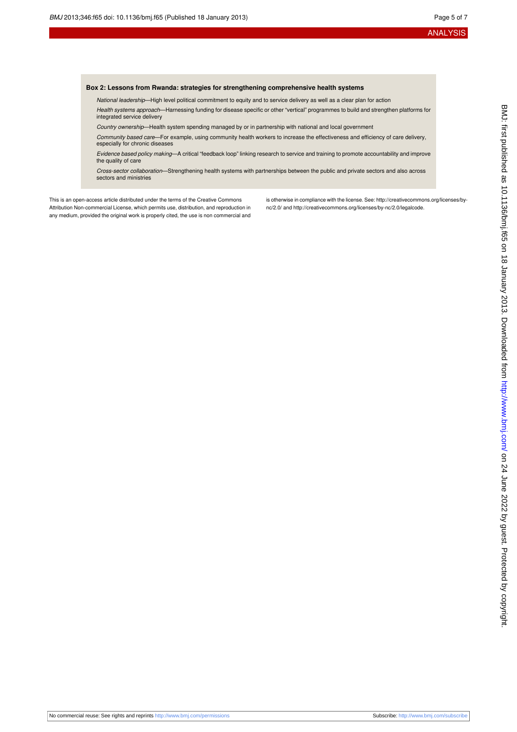**Box 2: Lessons from Rwanda: strategies for strengthening comprehensive health systems**

*National leadership*—High level political commitment to equity and to service delivery as well as a clear plan for action

*Health systems approach*—Harnessing funding for disease specific or other "vertical" programmes to build and strengthen platforms for integrated service delivery

*Country ownership*—Health system spending managed by or in partnership with national and local government

*Community based care*—For example, using community health workers to increase the effectiveness and efficiency of care delivery, especially for chronic diseases

*Evidence based policy making*—A critical "feedback loop" linking research to service and training to promote accountability and improve the quality of care

*Cross-sector collaboration*—Strengthening health systems with partnerships between the public and private sectors and also across sectors and ministries

This is an open-access article distributed under the terms of the Creative Commons Attribution Non-commercial License, which permits use, distribution, and reproduction in any medium, provided the original work is properly cited, the use is non commercial and is otherwise in compliance with the license. See: http://creativecommons.org/licenses/by-nc/2.0/ and http://creativecommons.org/licenses/by-nc/2.0/legalcode.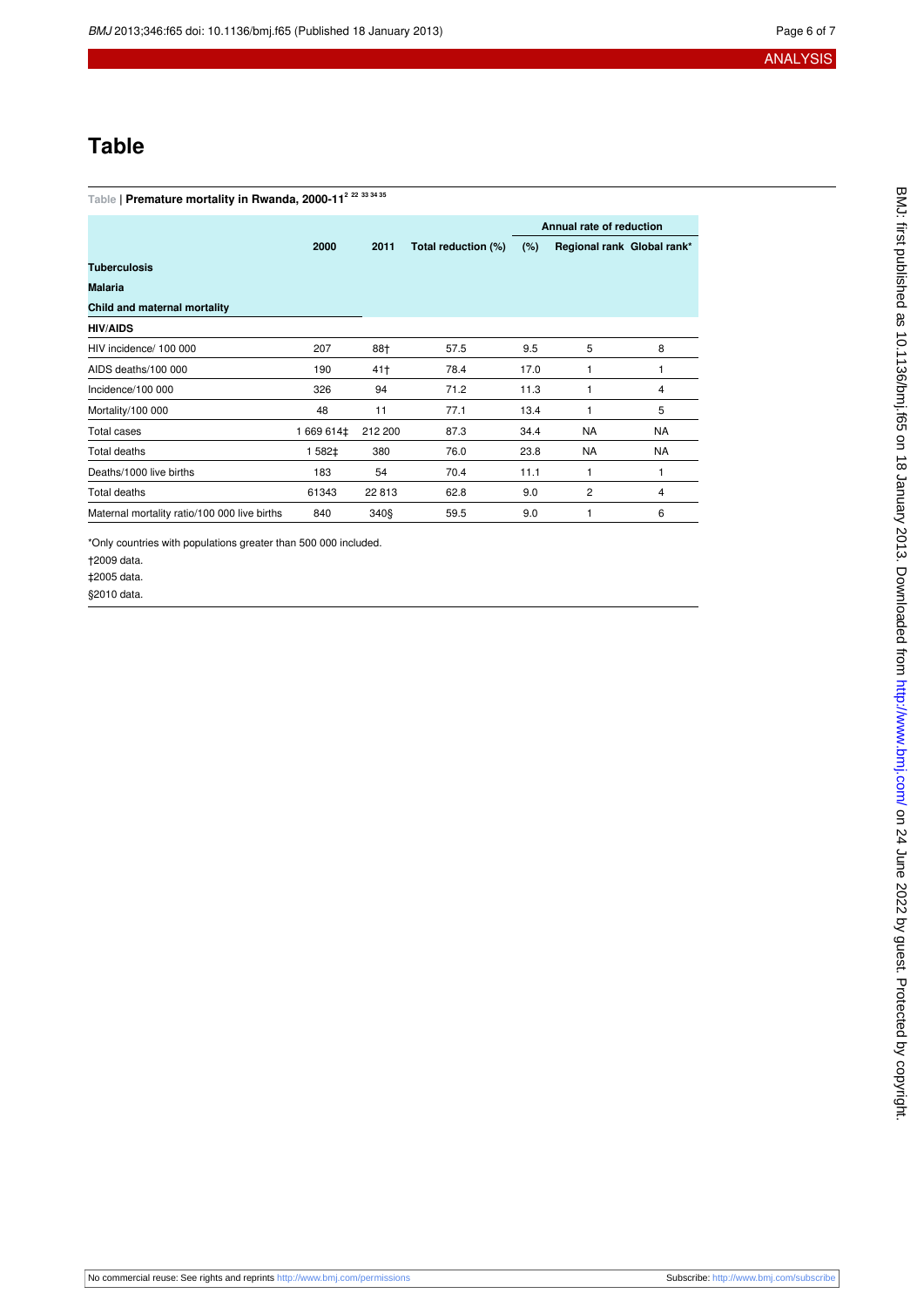# Table

Table | **Premature mortality in Rwanda, 2000-11**[2 22 33 34 35]

| | 2000 | 2011 | Total reduction (%) | Annual rate of reduction (%) | Regional rank | Global rank* |
|---|---|---|---|---|---|---|
| **Tuberculosis** | | | | | | |
| **Malaria** | | | | | | |
| **Child and maternal mortality** | | | | | | |
| **HIV/AIDS** | | | | | | |
| HIV incidence/ 100 000 | 207 | 88† | 57.5 | 9.5 | 5 | 8 |
| AIDS deaths/100 000 | 190 | 41† | 78.4 | 17.0 | 1 | 1 |
| Incidence/100 000 | 326 | 94 | 71.2 | 11.3 | 1 | 4 |
| Mortality/100 000 | 48 | 11 | 77.1 | 13.4 | 1 | 5 |
| Total cases | 1 669 614‡ | 212 200 | 87.3 | 34.4 | NA | NA |
| Total deaths | 1 582‡ | 380 | 76.0 | 23.8 | NA | NA |
| Deaths/1000 live births | 183 | 54 | 70.4 | 11.1 | 1 | 1 |
| Total deaths | 61343 | 22 813 | 62.8 | 9.0 | 2 | 4 |
| Maternal mortality ratio/100 000 live births | 840 | 340§ | 59.5 | 9.0 | 1 | 6 |

*Only countries with populations greater than 500 000 included.

†2009 data.

‡2005 data.

§2010 data.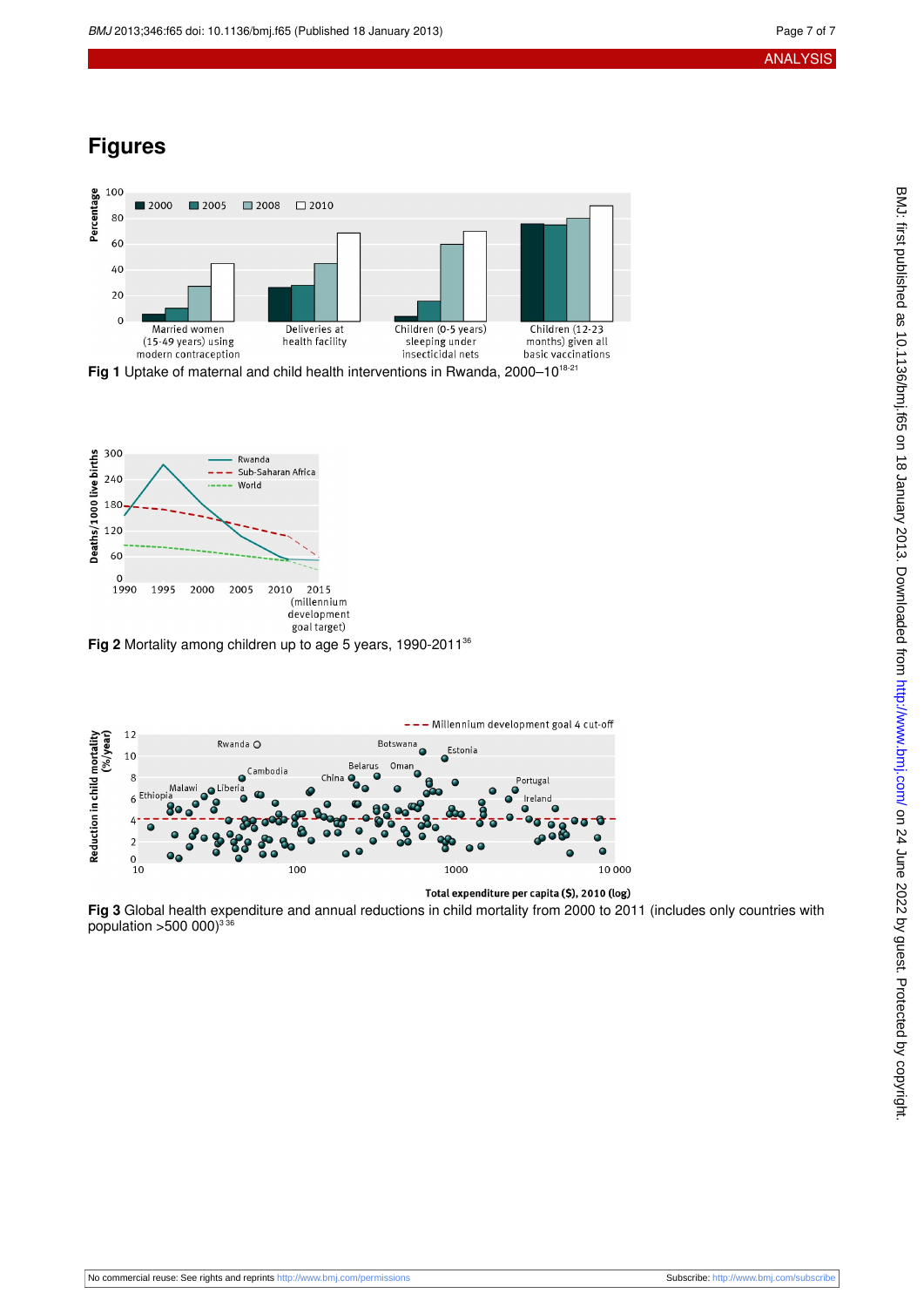# Figures

Percentage
100
80
60
40
20
0
2000
2005
2008
2010
Married women (15-49 years) using modern contraception
Deliveries at health facility
Children (0-5 years) sleeping under insecticidal nets
Children (12-23 months) given all basic vaccinations

**Fig 1** Uptake of maternal and child health interventions in Rwanda, 2000–10[18-21]

Deaths/1000 live births
300
240
180
120
60
0
1990
1995
2000
2005
2010
2015 (millennium development goal target)
Rwanda
Sub-Saharan Africa
World

**Fig 2** Mortality among children up to age 5 years, 1990-2011[36]

Millennium development goal 4 cut-off
Reduction in child mortality (%/year)
12
10
8
6
4
2
0
10
100
1000
10 000
Total expenditure per capita ($), 2010 (log)
Rwanda
Botswana
Estonia
Belarus
Oman
Cambodia
China
Portugal
Malawi
Liberia
Ethiopia
Ireland

**Fig 3** Global health expenditure and annual reductions in child mortality from 2000 to 2011 (includes only countries with population >500 000)[3,36]